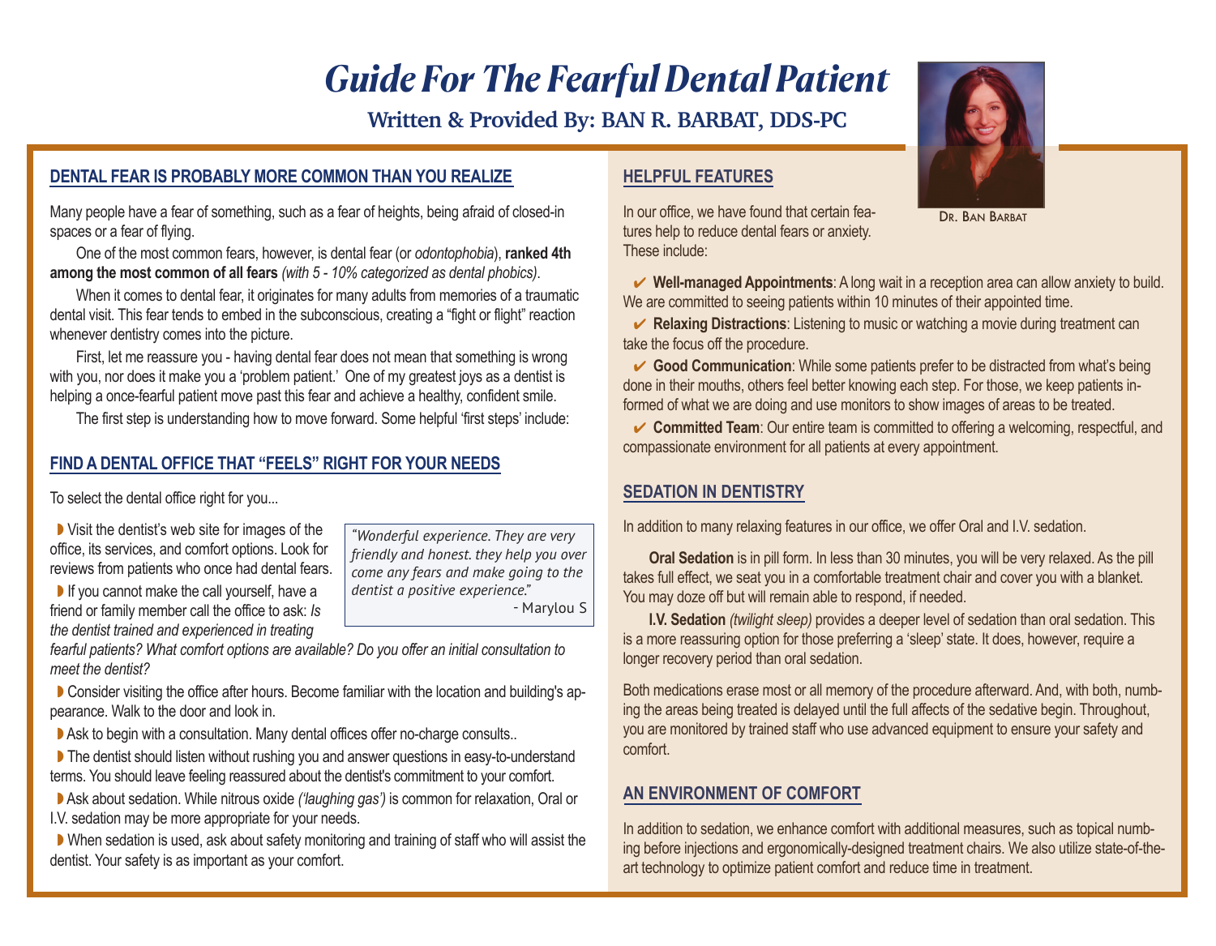# *Guide For The Fearful Dental Patient*

**Written & Provided By: BAN R. BARBAT, DDS-PC**

Dr. Ban Barbat

## DENTAL FEAR IS PROBABLY MORE COMMON THAN YOU REALIZE

Many people have a fear of something, such as a fear of heights, being afraid of closed-in spaces or a fear of flying.

One of the most common fears, however, is dental fear (or *odontophobia*), **ranked 4th among the most common of all fears** *(with 5 - 10% categorized as dental phobics)*.

When it comes to dental fear, it originates for many adults from memories of a traumatic dental visit. This fear tends to embed in the subconscious, creating a "fight or flight" reaction whenever dentistry comes into the picture.

First, let me reassure you - having dental fear does not mean that something is wrong with you, nor does it make you a 'problem patient.' One of my greatest joys as a dentist is helping a once-fearful patient move past this fear and achieve a healthy, confident smile.

The first step is understanding how to move forward. Some helpful 'first steps' include:

## FIND A DENTAL OFFICE THAT "FEELS" RIGHT FOR YOUR NEEDS

To select the dental office right for you...

- Visit the dentist's web site for images of the office, its services, and comfort options. Look for reviews from patients who once had dental fears.
- If you cannot make the call yourself, have a friend or family member call the office to ask: *Is the dentist trained and experienced in treating fearful patients? What comfort options are available? Do you offer an initial consultation to meet the dentist?*
- Consider visiting the office after hours. Become familiar with the location and building's appearance. Walk to the door and look in.
- Ask to begin with a consultation. Many dental offices offer no-charge consults..
- The dentist should listen without rushing you and answer questions in easy-to-understand terms. You should leave feeling reassured about the dentist's commitment to your comfort.
- Ask about sedation. While nitrous oxide *('laughing gas')* is common for relaxation, Oral or I.V. sedation may be more appropriate for your needs.
- When sedation is used, ask about safety monitoring and training of staff who will assist the dentist. Your safety is as important as your comfort.

> *"Wonderful experience. They are very friendly and honest. they help you over come any fears and make going to the dentist a positive experience."*
> - Marylou S

## HELPFUL FEATURES

In our office, we have found that certain features help to reduce dental fears or anxiety. These include:

- ✔ **Well-managed Appointments**: A long wait in a reception area can allow anxiety to build. We are committed to seeing patients within 10 minutes of their appointed time.
- ✔ **Relaxing Distractions**: Listening to music or watching a movie during treatment can take the focus off the procedure.
- ✔ **Good Communication**: While some patients prefer to be distracted from what's being done in their mouths, others feel better knowing each step. For those, we keep patients informed of what we are doing and use monitors to show images of areas to be treated.
- ✔ **Committed Team**: Our entire team is committed to offering a welcoming, respectful, and compassionate environment for all patients at every appointment.

## SEDATION IN DENTISTRY

In addition to many relaxing features in our office, we offer Oral and I.V. sedation.

**Oral Sedation** is in pill form. In less than 30 minutes, you will be very relaxed. As the pill takes full effect, we seat you in a comfortable treatment chair and cover you with a blanket. You may doze off but will remain able to respond, if needed.

**I.V. Sedation** *(twilight sleep)* provides a deeper level of sedation than oral sedation. This is a more reassuring option for those preferring a 'sleep' state. It does, however, require a longer recovery period than oral sedation.

Both medications erase most or all memory of the procedure afterward. And, with both, numbing the areas being treated is delayed until the full affects of the sedative begin. Throughout, you are monitored by trained staff who use advanced equipment to ensure your safety and comfort.

## AN ENVIRONMENT OF COMFORT

In addition to sedation, we enhance comfort with additional measures, such as topical numbing before injections and ergonomically-designed treatment chairs. We also utilize state-of-the-art technology to optimize patient comfort and reduce time in treatment.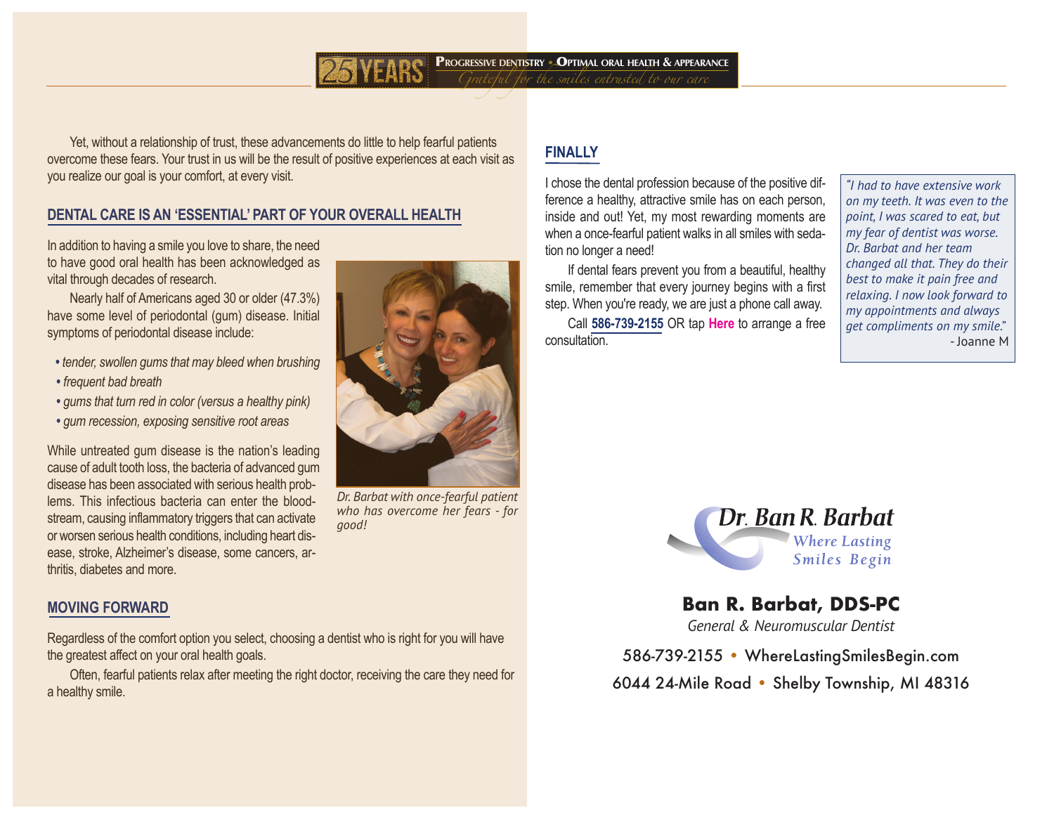Yet, without a relationship of trust, these advancements do little to help fearful patients overcome these fears. Your trust in us will be the result of positive experiences at each visit as you realize our goal is your comfort, at every visit.

## DENTAL CARE IS AN 'ESSENTIAL' PART OF YOUR OVERALL HEALTH

In addition to having a smile you love to share, the need to have good oral health has been acknowledged as vital through decades of research.

Nearly half of Americans aged 30 or older (47.3%) have some level of periodontal (gum) disease. Initial symptoms of periodontal disease include:

- *tender, swollen gums that may bleed when brushing*
- *frequent bad breath*
- *gums that turn red in color (versus a healthy pink)*
- *gum recession, exposing sensitive root areas*

While untreated gum disease is the nation's leading cause of adult tooth loss, the bacteria of advanced gum disease has been associated with serious health problems. This infectious bacteria can enter the bloodstream, causing inflammatory triggers that can activate or worsen serious health conditions, including heart disease, stroke, Alzheimer's disease, some cancers, arthritis, diabetes and more.

*Dr. Barbat with once-fearful patient who has overcome her fears - for good!*

## MOVING FORWARD

Regardless of the comfort option you select, choosing a dentist who is right for you will have the greatest affect on your oral health goals.

Often, fearful patients relax after meeting the right doctor, receiving the care they need for a healthy smile.

## FINALLY

I chose the dental profession because of the positive difference a healthy, attractive smile has on each person, inside and out! Yet, my most rewarding moments are when a once-fearful patient walks in all smiles with sedation no longer a need!

If dental fears prevent you from a beautiful, healthy smile, remember that every journey begins with a first step. When you're ready, we are just a phone call away.

Call **586-739-2155** OR tap **Here** to arrange a free consultation.

> *"I had to have extensive work on my teeth. It was even to the point, I was scared to eat, but my fear of dentist was worse. Dr. Barbat and her team changed all that. They do their best to make it pain free and relaxing. I now look forward to my appointments and always get compliments on my smile."*
>
> -Joanne M

**Dr. Ban R. Barbat**
*Where Lasting Smiles Begin*

**Ban R. Barbat, DDS-PC**
*General & Neuromuscular Dentist*

586-739-2155 • WhereLastingSmilesBegin.com
6044 24-Mile Road • Shelby Township, MI 48316